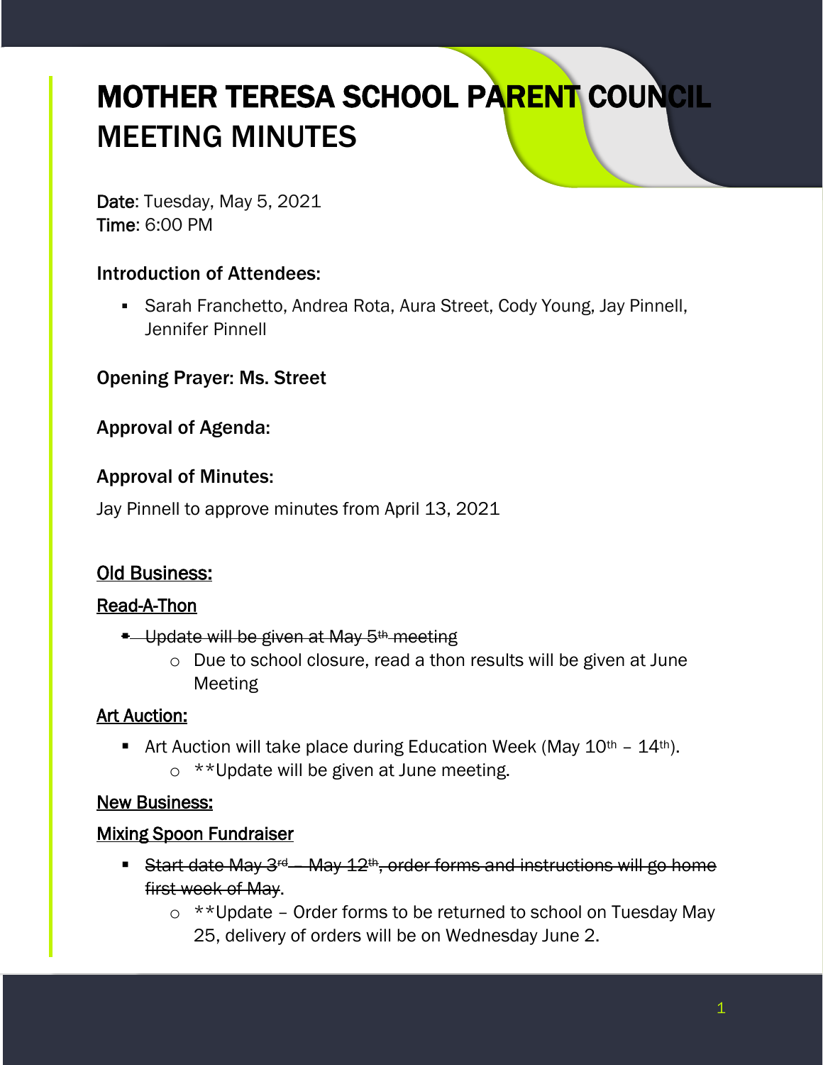# MOTHER TERESA SCHOOL PARENT COUNCIL MEETING MINUTES

**Date**: Tuesday, May 5, 2021
**Time**: 6:00 PM

### Introduction of Attendees:

- Sarah Franchetto, Andrea Rota, Aura Street, Cody Young, Jay Pinnell, Jennifer Pinnell

### Opening Prayer: Ms. Street

### Approval of Agenda:

### Approval of Minutes:

Jay Pinnell to approve minutes from April 13, 2021

## Old Business:

### Read-A-Thon

- ~~Update will be given at May 5th meeting~~
  - Due to school closure, read a thon results will be given at June Meeting

### Art Auction:

- Art Auction will take place during Education Week (May 10th – 14th).
  - **Update will be given at June meeting.

## New Business:

### Mixing Spoon Fundraiser

- ~~Start date May 3rd – May 12th, order forms and instructions will go home first week of May~~.
  - **Update – Order forms to be returned to school on Tuesday May 25, delivery of orders will be on Wednesday June 2.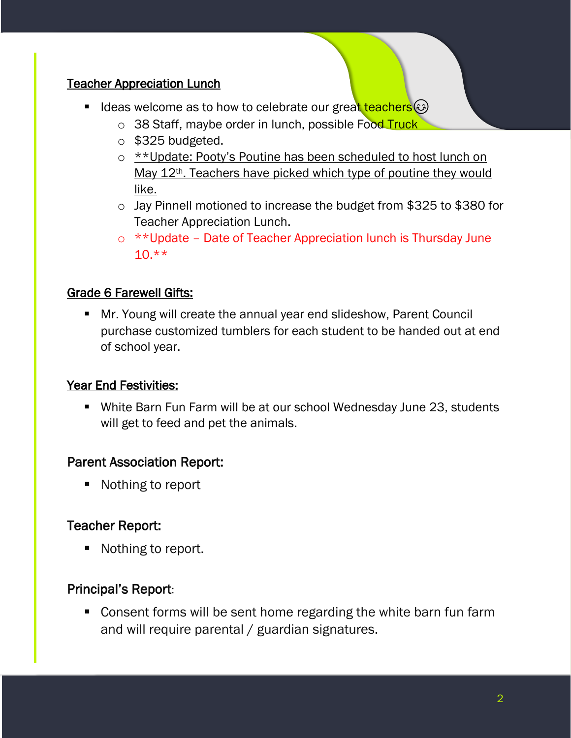## Teacher Appreciation Lunch

- Ideas welcome as to how to celebrate our great teachers😊
  - 38 Staff, maybe order in lunch, possible Food Truck
  - $325 budgeted.
  - **Update: Pooty's Poutine has been scheduled to host lunch on May 12th. Teachers have picked which type of poutine they would like.
  - Jay Pinnell motioned to increase the budget from $325 to $380 for Teacher Appreciation Lunch.
  - **Update – Date of Teacher Appreciation lunch is Thursday June 10.**

## Grade 6 Farewell Gifts:

- Mr. Young will create the annual year end slideshow, Parent Council purchase customized tumblers for each student to be handed out at end of school year.

## Year End Festivities:

- White Barn Fun Farm will be at our school Wednesday June 23, students will get to feed and pet the animals.

## Parent Association Report:

- Nothing to report

## Teacher Report:

- Nothing to report.

## Principal's Report:

- Consent forms will be sent home regarding the white barn fun farm and will require parental / guardian signatures.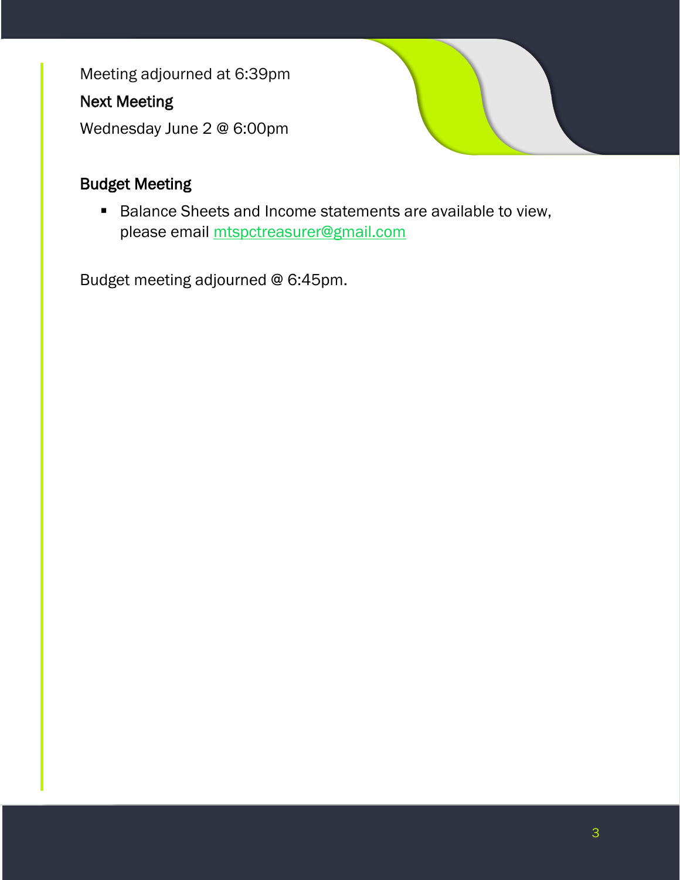Meeting adjourned at 6:39pm

## Next Meeting

Wednesday June 2 @ 6:00pm

## Budget Meeting

- Balance Sheets and Income statements are available to view, please email mtspctreasurer@gmail.com

Budget meeting adjourned @ 6:45pm.